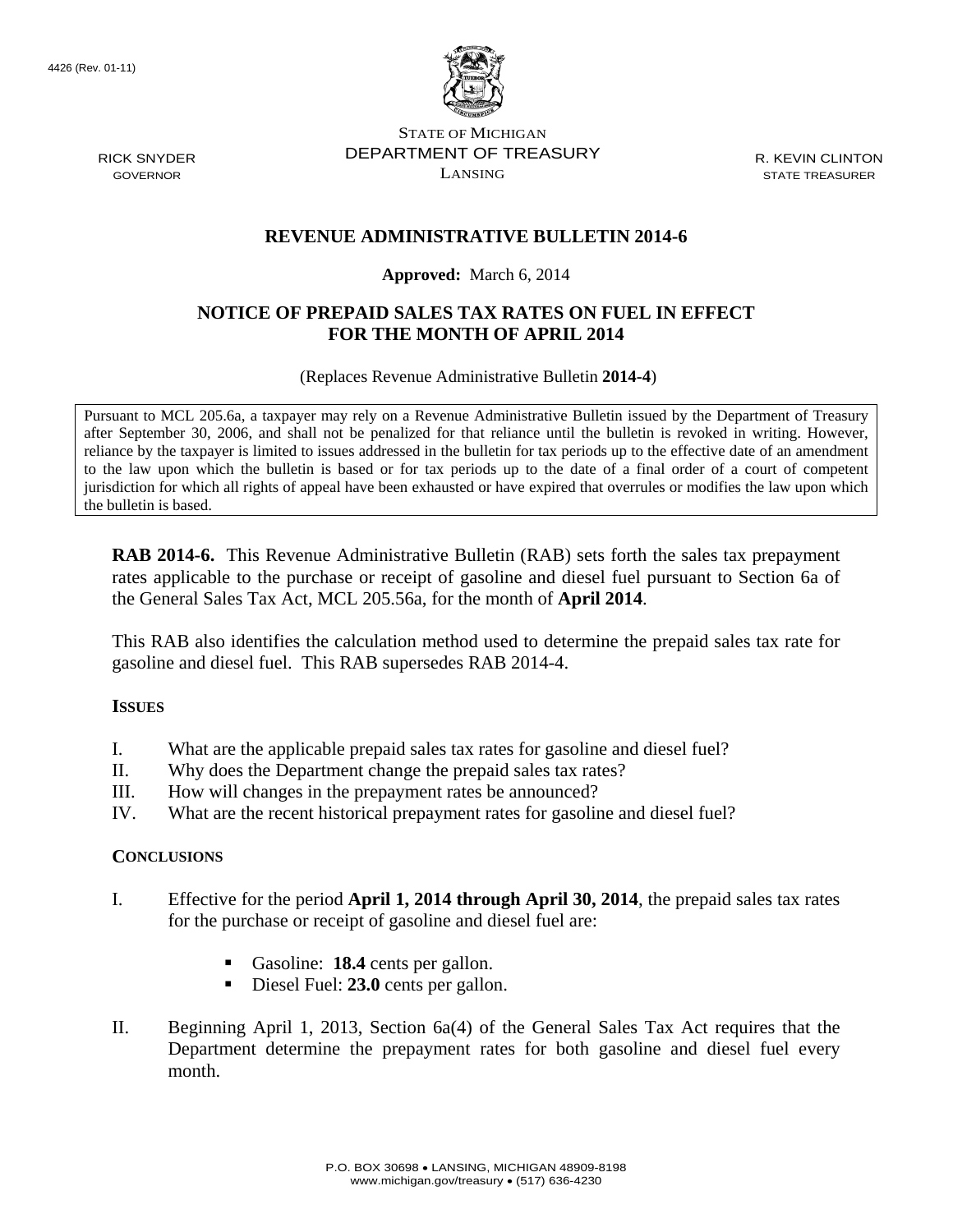4426 (Rev. 01-11)

STATE OF MICHIGAN
DEPARTMENT OF TREASURY
LANSING

RICK SNYDER
GOVERNOR

R. KEVIN CLINTON
STATE TREASURER

# REVENUE ADMINISTRATIVE BULLETIN 2014-6

**Approved:** March 6, 2014

## NOTICE OF PREPAID SALES TAX RATES ON FUEL IN EFFECT FOR THE MONTH OF APRIL 2014

(Replaces Revenue Administrative Bulletin **2014-4**)

Pursuant to MCL 205.6a, a taxpayer may rely on a Revenue Administrative Bulletin issued by the Department of Treasury after September 30, 2006, and shall not be penalized for that reliance until the bulletin is revoked in writing. However, reliance by the taxpayer is limited to issues addressed in the bulletin for tax periods up to the effective date of an amendment to the law upon which the bulletin is based or for tax periods up to the date of a final order of a court of competent jurisdiction for which all rights of appeal have been exhausted or have expired that overrules or modifies the law upon which the bulletin is based.

**RAB 2014-6.** This Revenue Administrative Bulletin (RAB) sets forth the sales tax prepayment rates applicable to the purchase or receipt of gasoline and diesel fuel pursuant to Section 6a of the General Sales Tax Act, MCL 205.56a, for the month of **April 2014**.

This RAB also identifies the calculation method used to determine the prepaid sales tax rate for gasoline and diesel fuel. This RAB supersedes RAB 2014-4.

### ISSUES

I. What are the applicable prepaid sales tax rates for gasoline and diesel fuel?
II. Why does the Department change the prepaid sales tax rates?
III. How will changes in the prepayment rates be announced?
IV. What are the recent historical prepayment rates for gasoline and diesel fuel?

### CONCLUSIONS

I. Effective for the period **April 1, 2014 through April 30, 2014**, the prepaid sales tax rates for the purchase or receipt of gasoline and diesel fuel are:

- Gasoline: **18.4** cents per gallon.
- Diesel Fuel: **23.0** cents per gallon.

II. Beginning April 1, 2013, Section 6a(4) of the General Sales Tax Act requires that the Department determine the prepayment rates for both gasoline and diesel fuel every month.

P.O. BOX 30698 • LANSING, MICHIGAN 48909-8198
www.michigan.gov/treasury • (517) 636-4230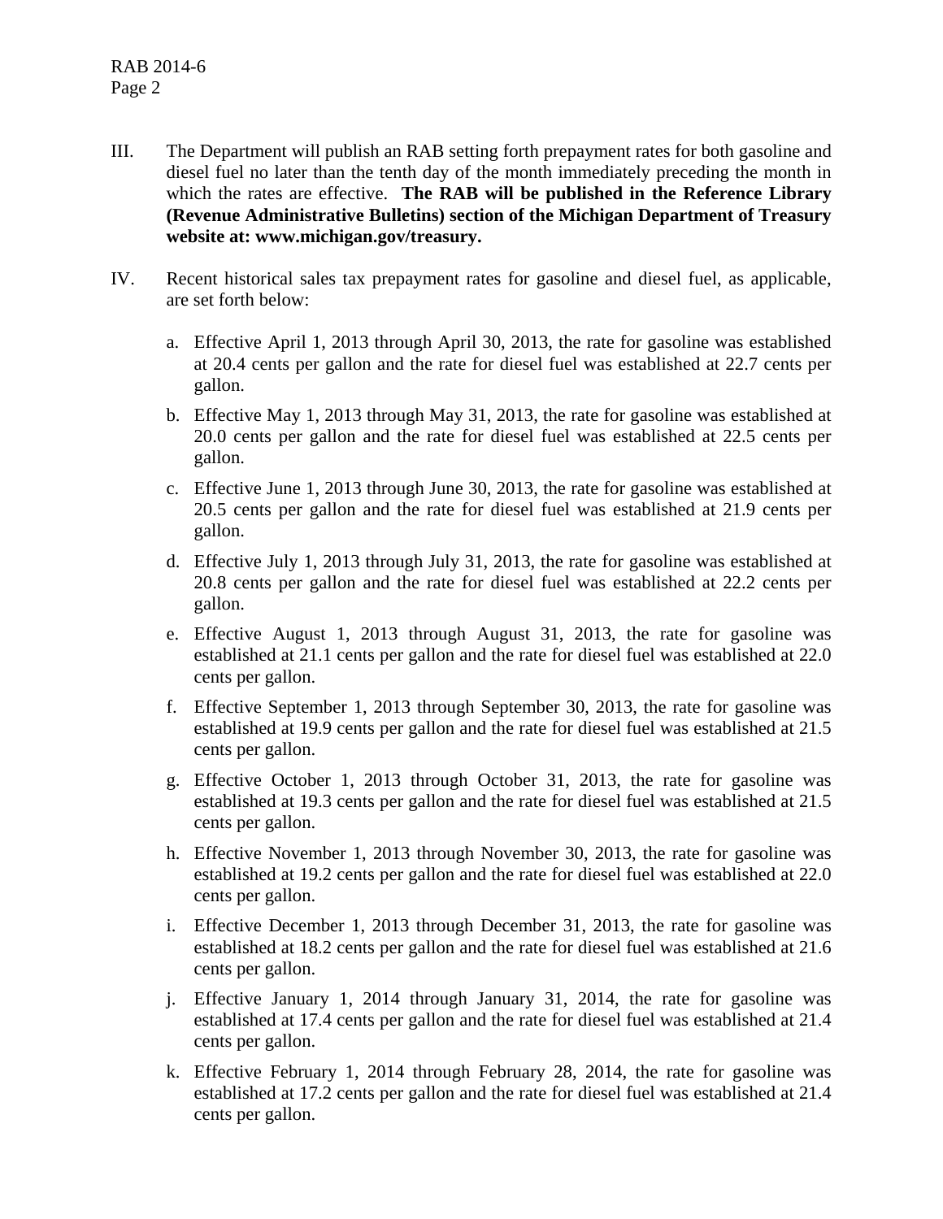III. The Department will publish an RAB setting forth prepayment rates for both gasoline and diesel fuel no later than the tenth day of the month immediately preceding the month in which the rates are effective. **The RAB will be published in the Reference Library (Revenue Administrative Bulletins) section of the Michigan Department of Treasury website at: www.michigan.gov/treasury.**

IV. Recent historical sales tax prepayment rates for gasoline and diesel fuel, as applicable, are set forth below:

   a. Effective April 1, 2013 through April 30, 2013, the rate for gasoline was established at 20.4 cents per gallon and the rate for diesel fuel was established at 22.7 cents per gallon.

   b. Effective May 1, 2013 through May 31, 2013, the rate for gasoline was established at 20.0 cents per gallon and the rate for diesel fuel was established at 22.5 cents per gallon.

   c. Effective June 1, 2013 through June 30, 2013, the rate for gasoline was established at 20.5 cents per gallon and the rate for diesel fuel was established at 21.9 cents per gallon.

   d. Effective July 1, 2013 through July 31, 2013, the rate for gasoline was established at 20.8 cents per gallon and the rate for diesel fuel was established at 22.2 cents per gallon.

   e. Effective August 1, 2013 through August 31, 2013, the rate for gasoline was established at 21.1 cents per gallon and the rate for diesel fuel was established at 22.0 cents per gallon.

   f. Effective September 1, 2013 through September 30, 2013, the rate for gasoline was established at 19.9 cents per gallon and the rate for diesel fuel was established at 21.5 cents per gallon.

   g. Effective October 1, 2013 through October 31, 2013, the rate for gasoline was established at 19.3 cents per gallon and the rate for diesel fuel was established at 21.5 cents per gallon.

   h. Effective November 1, 2013 through November 30, 2013, the rate for gasoline was established at 19.2 cents per gallon and the rate for diesel fuel was established at 22.0 cents per gallon.

   i. Effective December 1, 2013 through December 31, 2013, the rate for gasoline was established at 18.2 cents per gallon and the rate for diesel fuel was established at 21.6 cents per gallon.

   j. Effective January 1, 2014 through January 31, 2014, the rate for gasoline was established at 17.4 cents per gallon and the rate for diesel fuel was established at 21.4 cents per gallon.

   k. Effective February 1, 2014 through February 28, 2014, the rate for gasoline was established at 17.2 cents per gallon and the rate for diesel fuel was established at 21.4 cents per gallon.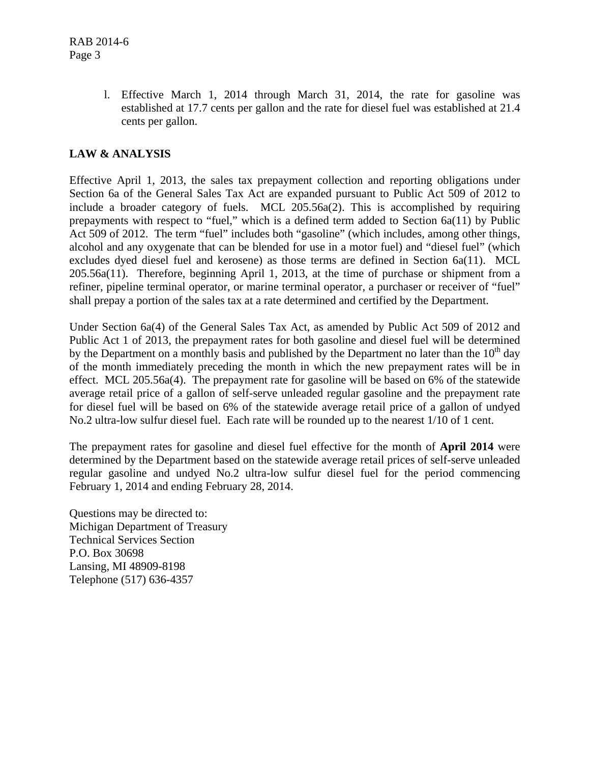l. Effective March 1, 2014 through March 31, 2014, the rate for gasoline was established at 17.7 cents per gallon and the rate for diesel fuel was established at 21.4 cents per gallon.

**LAW & ANALYSIS**

Effective April 1, 2013, the sales tax prepayment collection and reporting obligations under Section 6a of the General Sales Tax Act are expanded pursuant to Public Act 509 of 2012 to include a broader category of fuels. MCL 205.56a(2). This is accomplished by requiring prepayments with respect to "fuel," which is a defined term added to Section 6a(11) by Public Act 509 of 2012. The term "fuel" includes both "gasoline" (which includes, among other things, alcohol and any oxygenate that can be blended for use in a motor fuel) and "diesel fuel" (which excludes dyed diesel fuel and kerosene) as those terms are defined in Section 6a(11). MCL 205.56a(11). Therefore, beginning April 1, 2013, at the time of purchase or shipment from a refiner, pipeline terminal operator, or marine terminal operator, a purchaser or receiver of "fuel" shall prepay a portion of the sales tax at a rate determined and certified by the Department.

Under Section 6a(4) of the General Sales Tax Act, as amended by Public Act 509 of 2012 and Public Act 1 of 2013, the prepayment rates for both gasoline and diesel fuel will be determined by the Department on a monthly basis and published by the Department no later than the 10th day of the month immediately preceding the month in which the new prepayment rates will be in effect. MCL 205.56a(4). The prepayment rate for gasoline will be based on 6% of the statewide average retail price of a gallon of self-serve unleaded regular gasoline and the prepayment rate for diesel fuel will be based on 6% of the statewide average retail price of a gallon of undyed No.2 ultra-low sulfur diesel fuel. Each rate will be rounded up to the nearest 1/10 of 1 cent.

The prepayment rates for gasoline and diesel fuel effective for the month of **April 2014** were determined by the Department based on the statewide average retail prices of self-serve unleaded regular gasoline and undyed No.2 ultra-low sulfur diesel fuel for the period commencing February 1, 2014 and ending February 28, 2014.

Questions may be directed to:
Michigan Department of Treasury
Technical Services Section
P.O. Box 30698
Lansing, MI 48909-8198
Telephone (517) 636-4357